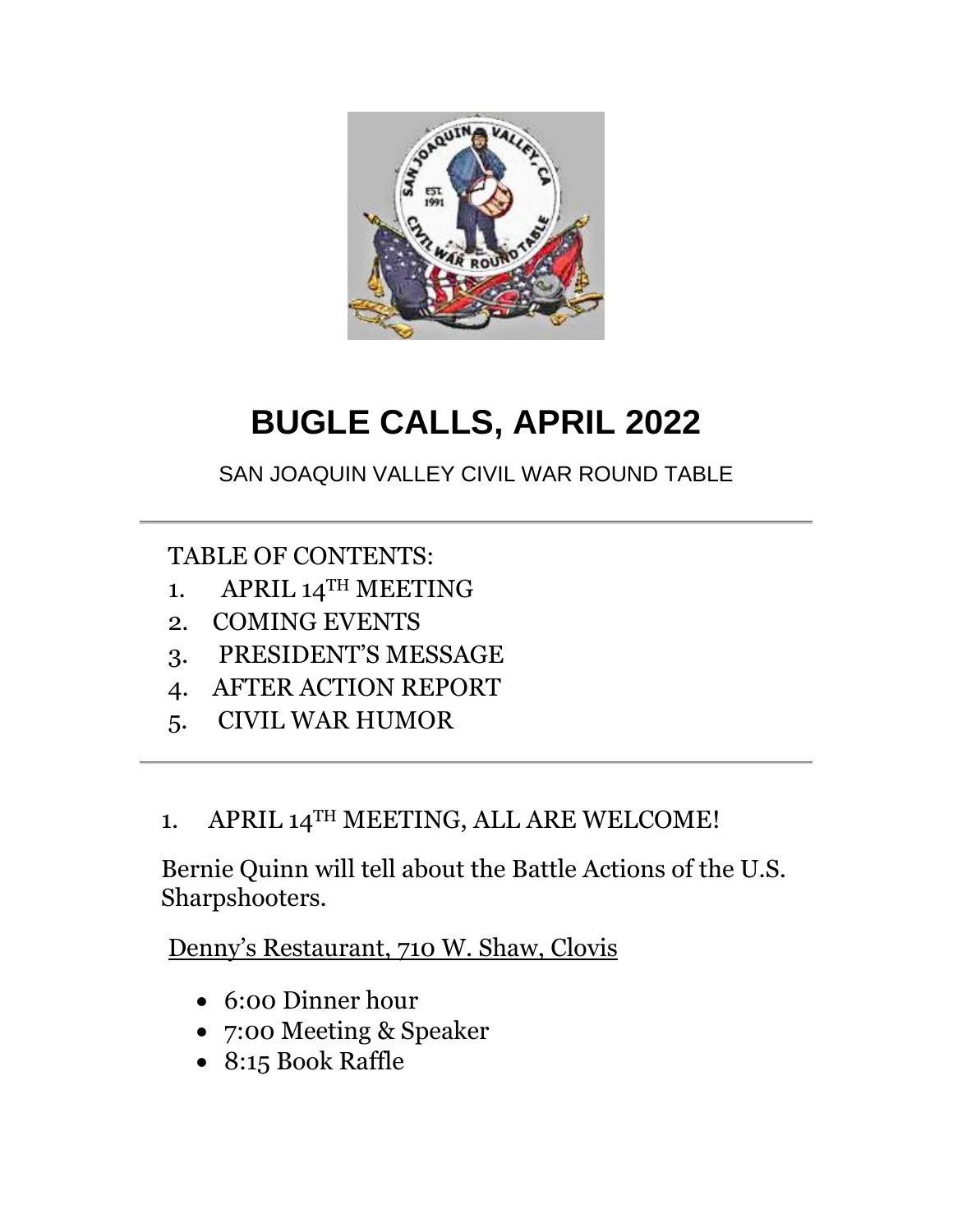# BUGLE CALLS, APRIL 2022

SAN JOAQUIN VALLEY CIVIL WAR ROUND TABLE

---

TABLE OF CONTENTS:

1. APRIL 14TH MEETING
2. COMING EVENTS
3. PRESIDENT'S MESSAGE
4. AFTER ACTION REPORT
5. CIVIL WAR HUMOR

---

## 1. APRIL 14TH MEETING, ALL ARE WELCOME!

Bernie Quinn will tell about the Battle Actions of the U.S. Sharpshooters.

Denny's Restaurant, 710 W. Shaw, Clovis

- 6:00 Dinner hour
- 7:00 Meeting & Speaker
- 8:15 Book Raffle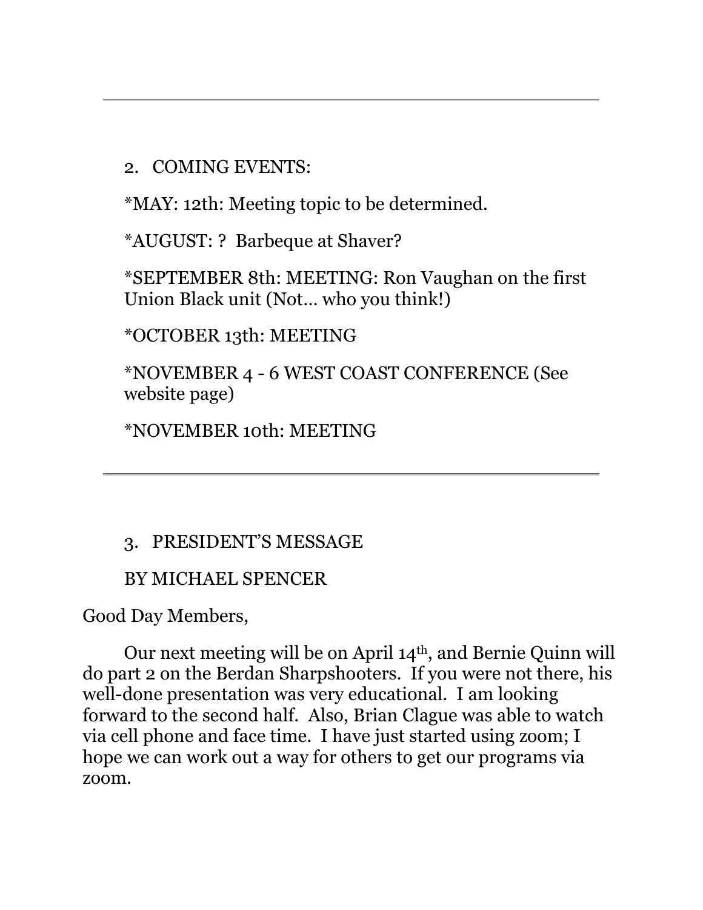---

2. COMING EVENTS:

*MAY: 12th: Meeting topic to be determined.

*AUGUST: ?  Barbeque at Shaver?

*SEPTEMBER 8th: MEETING: Ron Vaughan on the first Union Black unit (Not… who you think!)

*OCTOBER 13th: MEETING

*NOVEMBER 4 - 6 WEST COAST CONFERENCE (See website page)

*NOVEMBER 10th: MEETING

---

3. PRESIDENT'S MESSAGE

BY MICHAEL SPENCER

Good Day Members,

Our next meeting will be on April 14th, and Bernie Quinn will do part 2 on the Berdan Sharpshooters.  If you were not there, his well-done presentation was very educational.  I am looking forward to the second half.  Also, Brian Clague was able to watch via cell phone and face time.  I have just started using zoom; I hope we can work out a way for others to get our programs via zoom.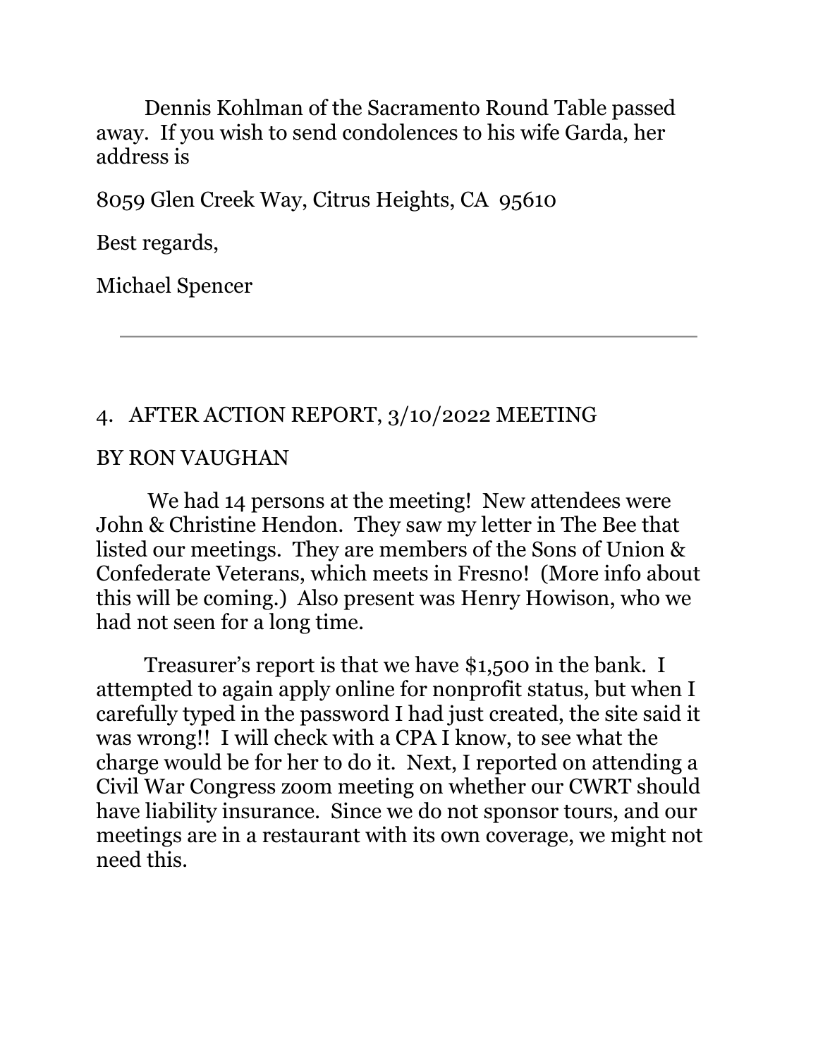Dennis Kohlman of the Sacramento Round Table passed away. If you wish to send condolences to his wife Garda, her address is

8059 Glen Creek Way, Citrus Heights, CA 95610

Best regards,

Michael Spencer

---

## 4. AFTER ACTION REPORT, 3/10/2022 MEETING

BY RON VAUGHAN

We had 14 persons at the meeting! New attendees were John & Christine Hendon. They saw my letter in The Bee that listed our meetings. They are members of the Sons of Union & Confederate Veterans, which meets in Fresno! (More info about this will be coming.) Also present was Henry Howison, who we had not seen for a long time.

Treasurer's report is that we have $1,500 in the bank. I attempted to again apply online for nonprofit status, but when I carefully typed in the password I had just created, the site said it was wrong!! I will check with a CPA I know, to see what the charge would be for her to do it. Next, I reported on attending a Civil War Congress zoom meeting on whether our CWRT should have liability insurance. Since we do not sponsor tours, and our meetings are in a restaurant with its own coverage, we might not need this.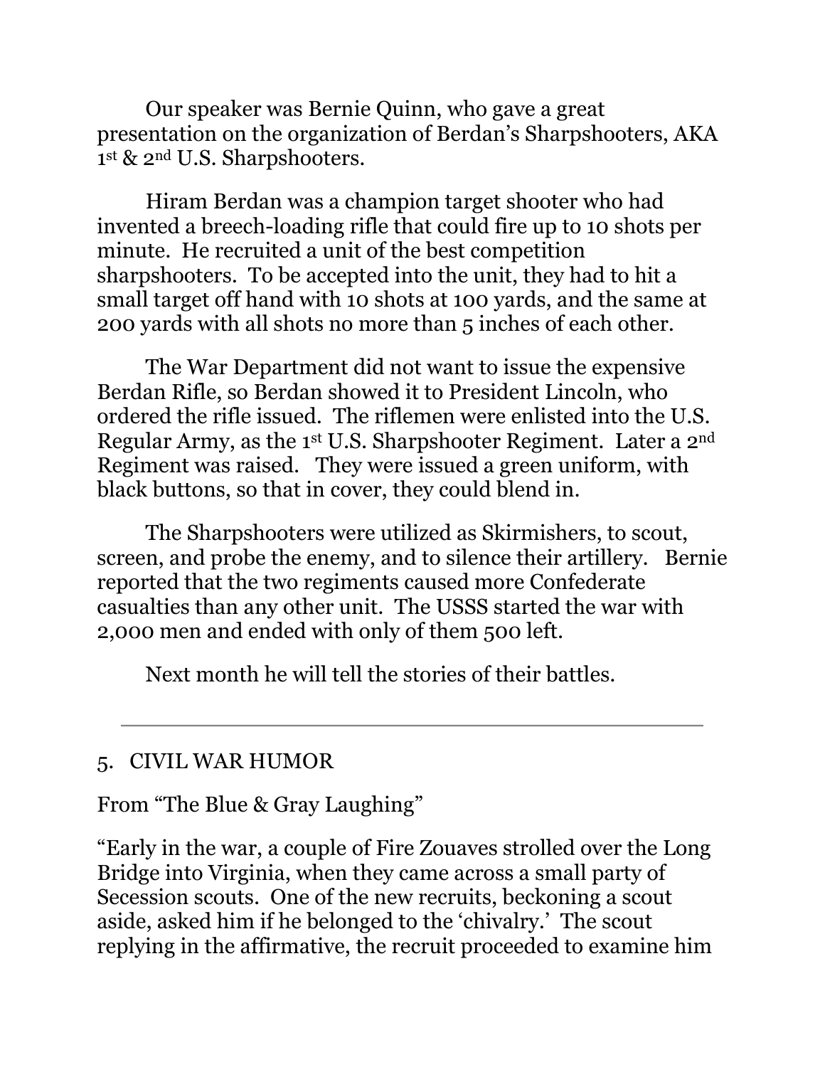Our speaker was Bernie Quinn, who gave a great presentation on the organization of Berdan's Sharpshooters, AKA 1st & 2nd U.S. Sharpshooters.

Hiram Berdan was a champion target shooter who had invented a breech-loading rifle that could fire up to 10 shots per minute. He recruited a unit of the best competition sharpshooters. To be accepted into the unit, they had to hit a small target off hand with 10 shots at 100 yards, and the same at 200 yards with all shots no more than 5 inches of each other.

The War Department did not want to issue the expensive Berdan Rifle, so Berdan showed it to President Lincoln, who ordered the rifle issued. The riflemen were enlisted into the U.S. Regular Army, as the 1st U.S. Sharpshooter Regiment. Later a 2nd Regiment was raised. They were issued a green uniform, with black buttons, so that in cover, they could blend in.

The Sharpshooters were utilized as Skirmishers, to scout, screen, and probe the enemy, and to silence their artillery. Bernie reported that the two regiments caused more Confederate casualties than any other unit. The USSS started the war with 2,000 men and ended with only of them 500 left.

Next month he will tell the stories of their battles.

---

## 5. CIVIL WAR HUMOR

From "The Blue & Gray Laughing"

"Early in the war, a couple of Fire Zouaves strolled over the Long Bridge into Virginia, when they came across a small party of Secession scouts. One of the new recruits, beckoning a scout aside, asked him if he belonged to the 'chivalry.' The scout replying in the affirmative, the recruit proceeded to examine him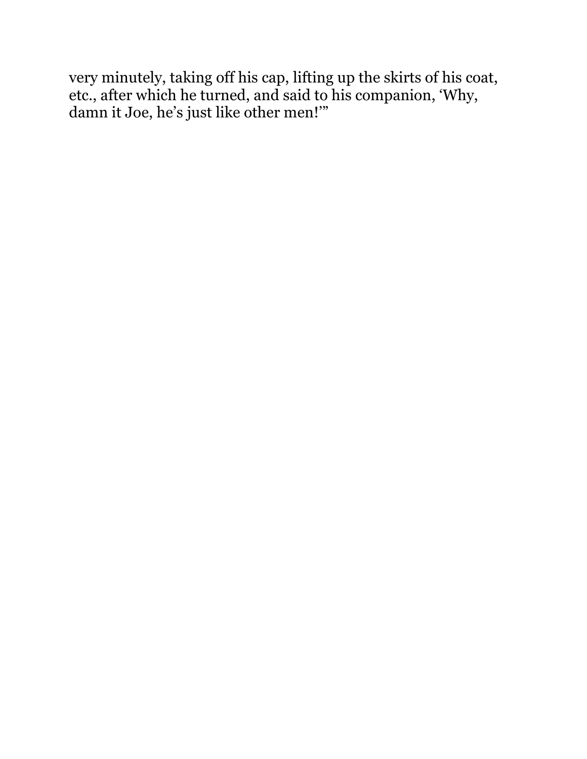very minutely, taking off his cap, lifting up the skirts of his coat, etc., after which he turned, and said to his companion, ‘Why, damn it Joe, he’s just like other men!’”